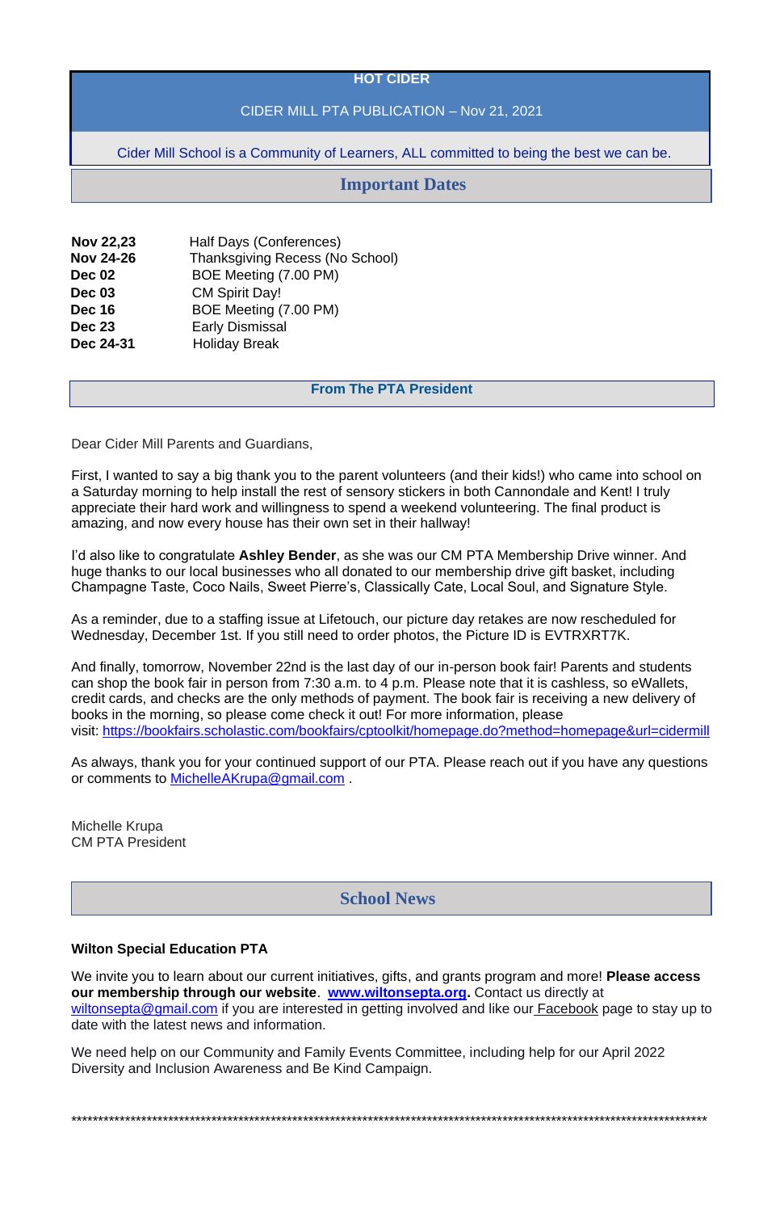# HOT CIDER

CIDER MILL PTA PUBLICATION – Nov 21, 2021

Cider Mill School is a Community of Learners, ALL committed to being the best we can be.

## Important Dates

| | |
|---|---|
| **Nov 22,23** | Half Days (Conferences) |
| **Nov 24-26** | Thanksgiving Recess (No School) |
| **Dec 02** | BOE Meeting (7.00 PM) |
| **Dec 03** | CM Spirit Day! |
| **Dec 16** | BOE Meeting (7.00 PM) |
| **Dec 23** | Early Dismissal |
| **Dec 24-31** | Holiday Break |

## From The PTA President

Dear Cider Mill Parents and Guardians,

First, I wanted to say a big thank you to the parent volunteers (and their kids!) who came into school on a Saturday morning to help install the rest of sensory stickers in both Cannondale and Kent! I truly appreciate their hard work and willingness to spend a weekend volunteering. The final product is amazing, and now every house has their own set in their hallway!

I'd also like to congratulate **Ashley Bender**, as she was our CM PTA Membership Drive winner. And huge thanks to our local businesses who all donated to our membership drive gift basket, including Champagne Taste, Coco Nails, Sweet Pierre's, Classically Cate, Local Soul, and Signature Style.

As a reminder, due to a staffing issue at Lifetouch, our picture day retakes are now rescheduled for Wednesday, December 1st. If you still need to order photos, the Picture ID is EVTRXRT7K.

And finally, tomorrow, November 22nd is the last day of our in-person book fair! Parents and students can shop the book fair in person from 7:30 a.m. to 4 p.m. Please note that it is cashless, so eWallets, credit cards, and checks are the only methods of payment. The book fair is receiving a new delivery of books in the morning, so please come check it out! For more information, please visit: https://bookfairs.scholastic.com/bookfairs/cptoolkit/homepage.do?method=homepage&url=cidermill

As always, thank you for your continued support of our PTA. Please reach out if you have any questions or comments to MichelleAKrupa@gmail.com .

Michelle Krupa
CM PTA President

## School News

**Wilton Special Education PTA**

We invite you to learn about our current initiatives, gifts, and grants program and more! **Please access our membership through our website**. **www.wiltonsepta.org.** Contact us directly at wiltonsepta@gmail.com if you are interested in getting involved and like our Facebook page to stay up to date with the latest news and information.

We need help on our Community and Family Events Committee, including help for our April 2022 Diversity and Inclusion Awareness and Be Kind Campaign.

*****************************************************************************************************************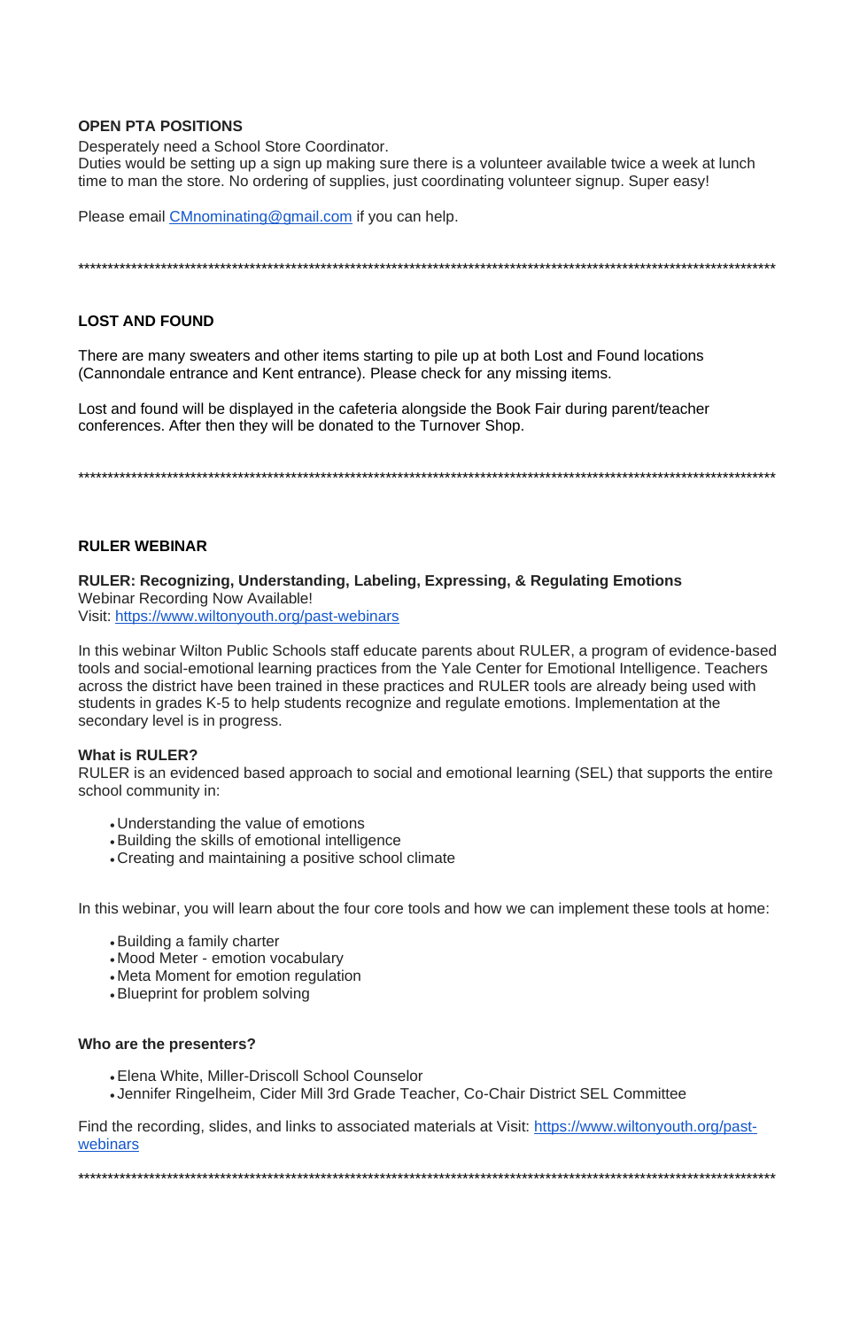**OPEN PTA POSITIONS**

Desperately need a School Store Coordinator.
Duties would be setting up a sign up making sure there is a volunteer available twice a week at lunch time to man the store. No ordering of supplies, just coordinating volunteer signup. Super easy!

Please email [CMnominating@gmail.com](mailto:CMnominating@gmail.com) if you can help.

****************************************************************************************************************

**LOST AND FOUND**

There are many sweaters and other items starting to pile up at both Lost and Found locations (Cannondale entrance and Kent entrance). Please check for any missing items.

Lost and found will be displayed in the cafeteria alongside the Book Fair during parent/teacher conferences. After then they will be donated to the Turnover Shop.

****************************************************************************************************************

**RULER WEBINAR**

**RULER: Recognizing, Understanding, Labeling, Expressing, & Regulating Emotions**
Webinar Recording Now Available!
Visit: [https://www.wiltonyouth.org/past-webinars](https://www.wiltonyouth.org/past-webinars)

In this webinar Wilton Public Schools staff educate parents about RULER, a program of evidence-based tools and social-emotional learning practices from the Yale Center for Emotional Intelligence. Teachers across the district have been trained in these practices and RULER tools are already being used with students in grades K-5 to help students recognize and regulate emotions. Implementation at the secondary level is in progress.

**What is RULER?**
RULER is an evidenced based approach to social and emotional learning (SEL) that supports the entire school community in:

- Understanding the value of emotions
- Building the skills of emotional intelligence
- Creating and maintaining a positive school climate

In this webinar, you will learn about the four core tools and how we can implement these tools at home:

- Building a family charter
- Mood Meter - emotion vocabulary
- Meta Moment for emotion regulation
- Blueprint for problem solving

**Who are the presenters?**

- Elena White, Miller-Driscoll School Counselor
- Jennifer Ringelheim, Cider Mill 3rd Grade Teacher, Co-Chair District SEL Committee

Find the recording, slides, and links to associated materials at Visit: [https://www.wiltonyouth.org/past-webinars](https://www.wiltonyouth.org/past-webinars)

****************************************************************************************************************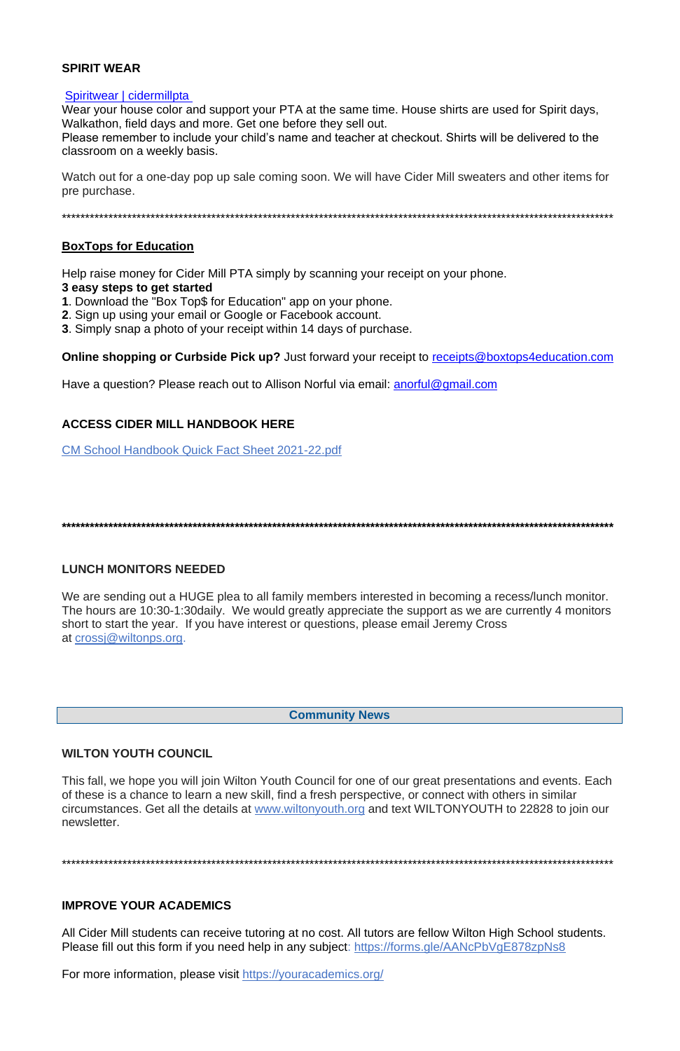### SPIRIT WEAR

Spiritwear | cidermillpta

Wear your house color and support your PTA at the same time. House shirts are used for Spirit days, Walkathon, field days and more. Get one before they sell out.
Please remember to include your child's name and teacher at checkout. Shirts will be delivered to the classroom on a weekly basis.

Watch out for a one-day pop up sale coming soon. We will have Cider Mill sweaters and other items for pre purchase.

***************************************************************************************************************

### BoxTops for Education

Help raise money for Cider Mill PTA simply by scanning your receipt on your phone.
**3 easy steps to get started**
**1**. Download the "Box Top$ for Education" app on your phone.
**2**. Sign up using your email or Google or Facebook account.
**3**. Simply snap a photo of your receipt within 14 days of purchase.

**Online shopping or Curbside Pick up?** Just forward your receipt to receipts@boxtops4education.com

Have a question? Please reach out to Allison Norful via email: anorful@gmail.com

### ACCESS CIDER MILL HANDBOOK HERE

CM School Handbook Quick Fact Sheet 2021-22.pdf

***************************************************************************************************************

### LUNCH MONITORS NEEDED

We are sending out a HUGE plea to all family members interested in becoming a recess/lunch monitor. The hours are 10:30-1:30daily. We would greatly appreciate the support as we are currently 4 monitors short to start the year. If you have interest or questions, please email Jeremy Cross at crossj@wiltonps.org.

## Community News

### WILTON YOUTH COUNCIL

This fall, we hope you will join Wilton Youth Council for one of our great presentations and events. Each of these is a chance to learn a new skill, find a fresh perspective, or connect with others in similar circumstances. Get all the details at www.wiltonyouth.org and text WILTONYOUTH to 22828 to join our newsletter.

***************************************************************************************************************

### IMPROVE YOUR ACADEMICS

All Cider Mill students can receive tutoring at no cost. All tutors are fellow Wilton High School students. Please fill out this form if you need help in any subject: https://forms.gle/AANcPbVgE878zpNs8

For more information, please visit https://youracademics.org/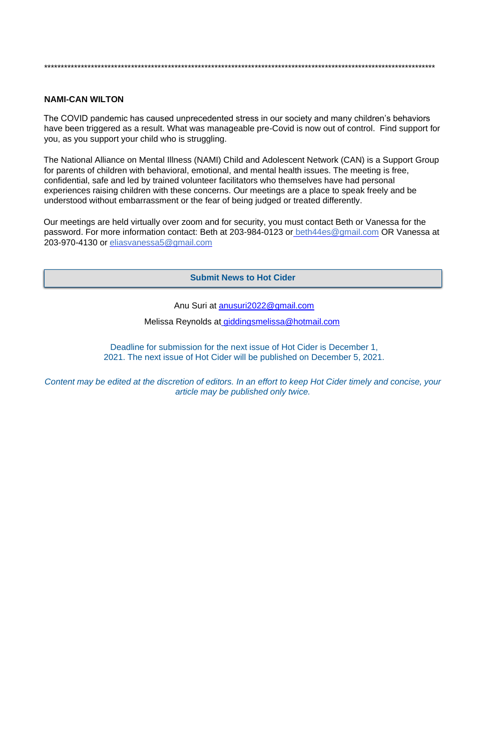************************************************************************************************************************

**NAMI-CAN WILTON**

The COVID pandemic has caused unprecedented stress in our society and many children's behaviors have been triggered as a result. What was manageable pre-Covid is now out of control. Find support for you, as you support your child who is struggling.

The National Alliance on Mental Illness (NAMI) Child and Adolescent Network (CAN) is a Support Group for parents of children with behavioral, emotional, and mental health issues. The meeting is free, confidential, safe and led by trained volunteer facilitators who themselves have had personal experiences raising children with these concerns. Our meetings are a place to speak freely and be understood without embarrassment or the fear of being judged or treated differently.

Our meetings are held virtually over zoom and for security, you must contact Beth or Vanessa for the password. For more information contact: Beth at 203-984-0123 or beth44es@gmail.com OR Vanessa at 203-970-4130 or eliasvanessa5@gmail.com

**Submit News to Hot Cider**

Anu Suri at anusuri2022@gmail.com

Melissa Reynolds at giddingsmelissa@hotmail.com

Deadline for submission for the next issue of Hot Cider is December 1, 2021. The next issue of Hot Cider will be published on December 5, 2021.

*Content may be edited at the discretion of editors. In an effort to keep Hot Cider timely and concise, your article may be published only twice.*